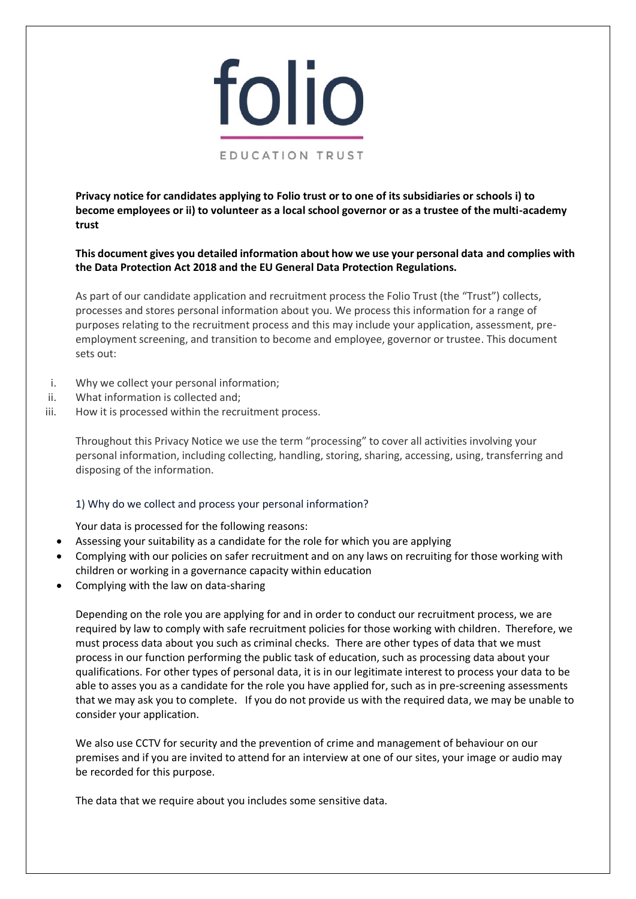folio

EDUCATION TRUST

**Privacy notice for candidates applying to Folio trust or to one of its subsidiaries or schools i) to become employees or ii) to volunteer as a local school governor or as a trustee of the multi-academy trust**

**This document gives you detailed information about how we use your personal data and complies with the Data Protection Act 2018 and the EU General Data Protection Regulations.**

As part of our candidate application and recruitment process the Folio Trust (the "Trust") collects, processes and stores personal information about you. We process this information for a range of purposes relating to the recruitment process and this may include your application, assessment, pre-employment screening, and transition to become and employee, governor or trustee. This document sets out:

i. Why we collect your personal information;
ii. What information is collected and;
iii. How it is processed within the recruitment process.

Throughout this Privacy Notice we use the term "processing" to cover all activities involving your personal information, including collecting, handling, storing, sharing, accessing, using, transferring and disposing of the information.

## 1) Why do we collect and process your personal information?

Your data is processed for the following reasons:

- Assessing your suitability as a candidate for the role for which you are applying
- Complying with our policies on safer recruitment and on any laws on recruiting for those working with children or working in a governance capacity within education
- Complying with the law on data-sharing

Depending on the role you are applying for and in order to conduct our recruitment process, we are required by law to comply with safe recruitment policies for those working with children. Therefore, we must process data about you such as criminal checks. There are other types of data that we must process in our function performing the public task of education, such as processing data about your qualifications. For other types of personal data, it is in our legitimate interest to process your data to be able to asses you as a candidate for the role you have applied for, such as in pre-screening assessments that we may ask you to complete. If you do not provide us with the required data, we may be unable to consider your application.

We also use CCTV for security and the prevention of crime and management of behaviour on our premises and if you are invited to attend for an interview at one of our sites, your image or audio may be recorded for this purpose.

The data that we require about you includes some sensitive data.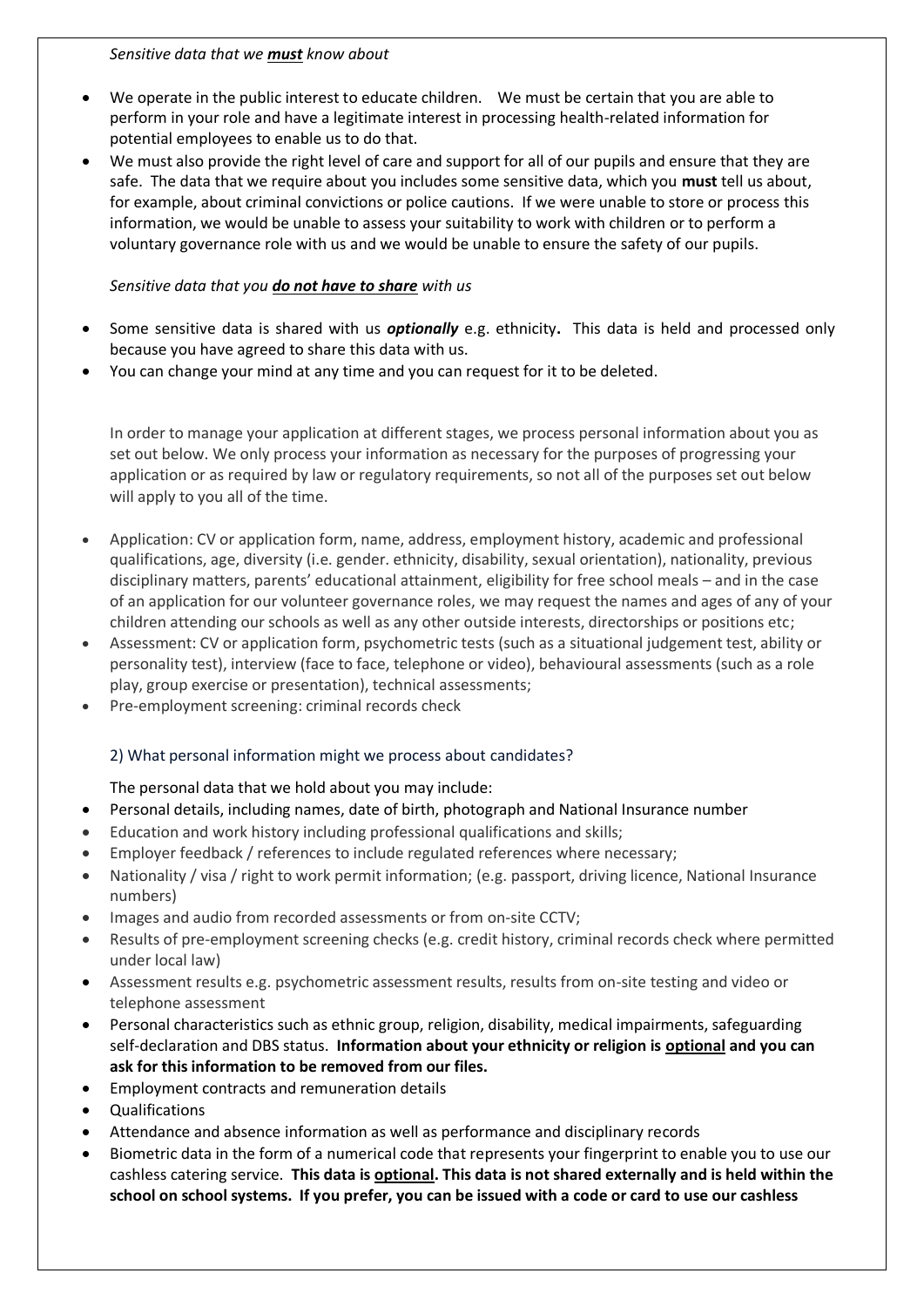*Sensitive data that we **must** know about*

- We operate in the public interest to educate children. We must be certain that you are able to perform in your role and have a legitimate interest in processing health-related information for potential employees to enable us to do that.
- We must also provide the right level of care and support for all of our pupils and ensure that they are safe. The data that we require about you includes some sensitive data, which you **must** tell us about, for example, about criminal convictions or police cautions. If we were unable to store or process this information, we would be unable to assess your suitability to work with children or to perform a voluntary governance role with us and we would be unable to ensure the safety of our pupils.

*Sensitive data that you **do not have to share** with us*

- Some sensitive data is shared with us ***optionally*** e.g. ethnicity**.** This data is held and processed only because you have agreed to share this data with us.
- You can change your mind at any time and you can request for it to be deleted.

In order to manage your application at different stages, we process personal information about you as set out below. We only process your information as necessary for the purposes of progressing your application or as required by law or regulatory requirements, so not all of the purposes set out below will apply to you all of the time.

- Application: CV or application form, name, address, employment history, academic and professional qualifications, age, diversity (i.e. gender. ethnicity, disability, sexual orientation), nationality, previous disciplinary matters, parents' educational attainment, eligibility for free school meals – and in the case of an application for our volunteer governance roles, we may request the names and ages of any of your children attending our schools as well as any other outside interests, directorships or positions etc;
- Assessment: CV or application form, psychometric tests (such as a situational judgement test, ability or personality test), interview (face to face, telephone or video), behavioural assessments (such as a role play, group exercise or presentation), technical assessments;
- Pre-employment screening: criminal records check

## 2) What personal information might we process about candidates?

The personal data that we hold about you may include:

- Personal details, including names, date of birth, photograph and National Insurance number
- Education and work history including professional qualifications and skills;
- Employer feedback / references to include regulated references where necessary;
- Nationality / visa / right to work permit information; (e.g. passport, driving licence, National Insurance numbers)
- Images and audio from recorded assessments or from on-site CCTV;
- Results of pre-employment screening checks (e.g. credit history, criminal records check where permitted under local law)
- Assessment results e.g. psychometric assessment results, results from on-site testing and video or telephone assessment
- Personal characteristics such as ethnic group, religion, disability, medical impairments, safeguarding self-declaration and DBS status. **Information about your ethnicity or religion is <u>optional</u> and you can ask for this information to be removed from our files.**
- Employment contracts and remuneration details
- Qualifications
- Attendance and absence information as well as performance and disciplinary records
- Biometric data in the form of a numerical code that represents your fingerprint to enable you to use our cashless catering service. **This data is <u>optional</u>. This data is not shared externally and is held within the school on school systems. If you prefer, you can be issued with a code or card to use our cashless**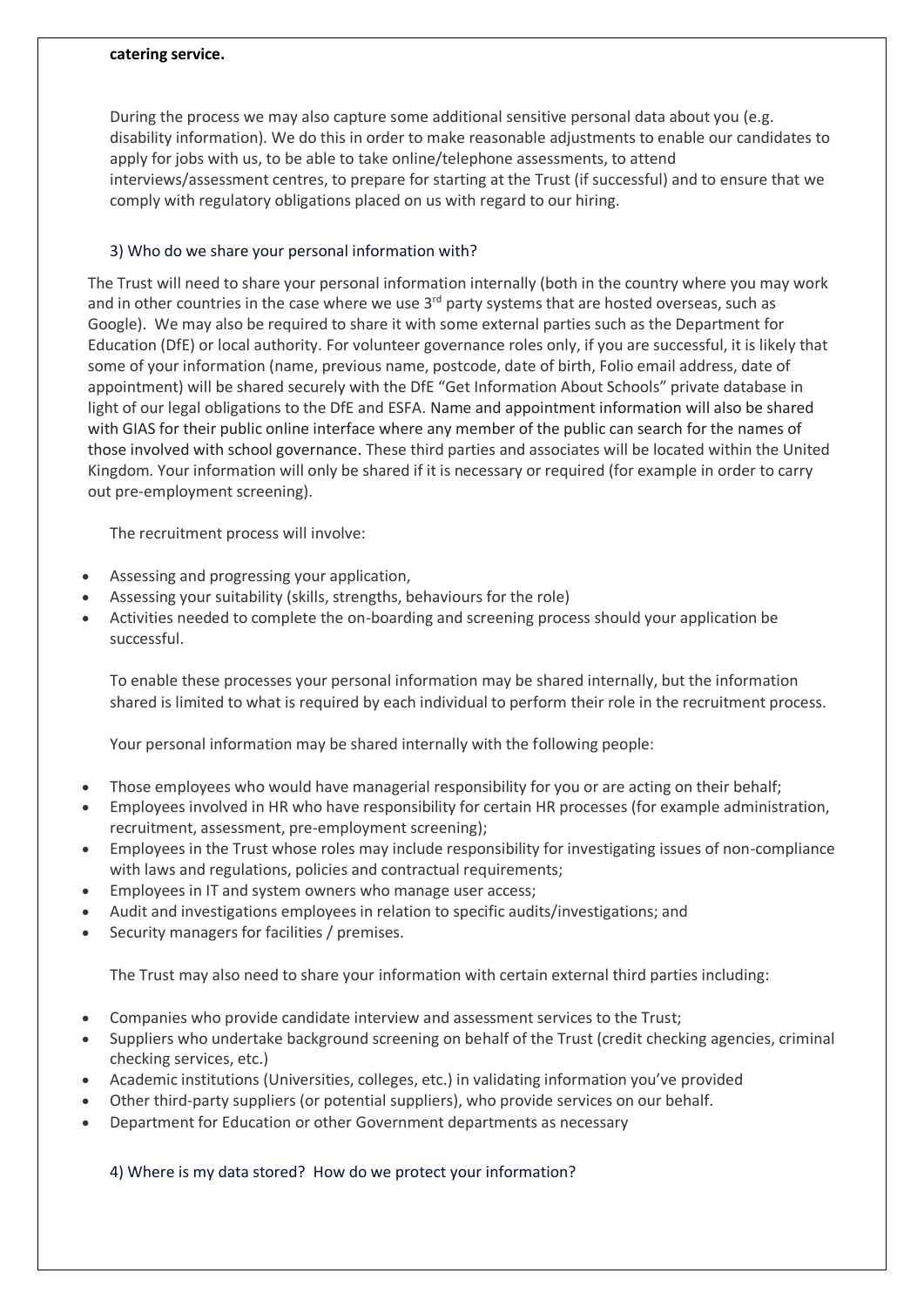**catering service.**

During the process we may also capture some additional sensitive personal data about you (e.g. disability information). We do this in order to make reasonable adjustments to enable our candidates to apply for jobs with us, to be able to take online/telephone assessments, to attend interviews/assessment centres, to prepare for starting at the Trust (if successful) and to ensure that we comply with regulatory obligations placed on us with regard to our hiring.

## 3) Who do we share your personal information with?

The Trust will need to share your personal information internally (both in the country where you may work and in other countries in the case where we use 3rd party systems that are hosted overseas, such as Google). We may also be required to share it with some external parties such as the Department for Education (DfE) or local authority. For volunteer governance roles only, if you are successful, it is likely that some of your information (name, previous name, postcode, date of birth, Folio email address, date of appointment) will be shared securely with the DfE "Get Information About Schools" private database in light of our legal obligations to the DfE and ESFA. Name and appointment information will also be shared with GIAS for their public online interface where any member of the public can search for the names of those involved with school governance. These third parties and associates will be located within the United Kingdom. Your information will only be shared if it is necessary or required (for example in order to carry out pre-employment screening).

The recruitment process will involve:

- Assessing and progressing your application,
- Assessing your suitability (skills, strengths, behaviours for the role)
- Activities needed to complete the on-boarding and screening process should your application be successful.

To enable these processes your personal information may be shared internally, but the information shared is limited to what is required by each individual to perform their role in the recruitment process.

Your personal information may be shared internally with the following people:

- Those employees who would have managerial responsibility for you or are acting on their behalf;
- Employees involved in HR who have responsibility for certain HR processes (for example administration, recruitment, assessment, pre-employment screening);
- Employees in the Trust whose roles may include responsibility for investigating issues of non-compliance with laws and regulations, policies and contractual requirements;
- Employees in IT and system owners who manage user access;
- Audit and investigations employees in relation to specific audits/investigations; and
- Security managers for facilities / premises.

The Trust may also need to share your information with certain external third parties including:

- Companies who provide candidate interview and assessment services to the Trust;
- Suppliers who undertake background screening on behalf of the Trust (credit checking agencies, criminal checking services, etc.)
- Academic institutions (Universities, colleges, etc.) in validating information you've provided
- Other third-party suppliers (or potential suppliers), who provide services on our behalf.
- Department for Education or other Government departments as necessary

## 4) Where is my data stored? How do we protect your information?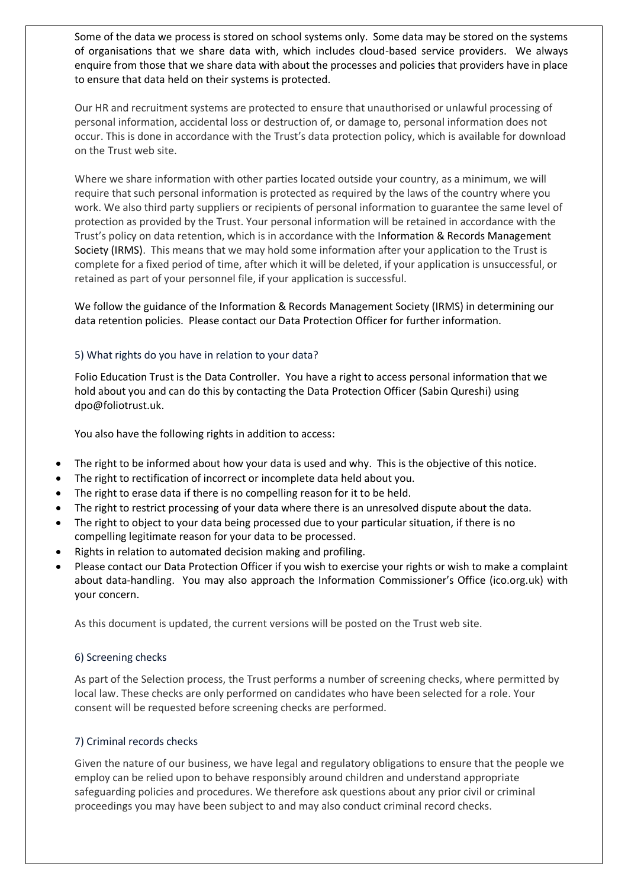Some of the data we process is stored on school systems only. Some data may be stored on the systems of organisations that we share data with, which includes cloud-based service providers. We always enquire from those that we share data with about the processes and policies that providers have in place to ensure that data held on their systems is protected.

Our HR and recruitment systems are protected to ensure that unauthorised or unlawful processing of personal information, accidental loss or destruction of, or damage to, personal information does not occur. This is done in accordance with the Trust's data protection policy, which is available for download on the Trust web site.

Where we share information with other parties located outside your country, as a minimum, we will require that such personal information is protected as required by the laws of the country where you work. We also third party suppliers or recipients of personal information to guarantee the same level of protection as provided by the Trust. Your personal information will be retained in accordance with the Trust's policy on data retention, which is in accordance with the Information & Records Management Society (IRMS). This means that we may hold some information after your application to the Trust is complete for a fixed period of time, after which it will be deleted, if your application is unsuccessful, or retained as part of your personnel file, if your application is successful.

We follow the guidance of the Information & Records Management Society (IRMS) in determining our data retention policies. Please contact our Data Protection Officer for further information.

### 5) What rights do you have in relation to your data?

Folio Education Trust is the Data Controller. You have a right to access personal information that we hold about you and can do this by contacting the Data Protection Officer (Sabin Qureshi) using dpo@foliotrust.uk.

You also have the following rights in addition to access:

- The right to be informed about how your data is used and why. This is the objective of this notice.
- The right to rectification of incorrect or incomplete data held about you.
- The right to erase data if there is no compelling reason for it to be held.
- The right to restrict processing of your data where there is an unresolved dispute about the data.
- The right to object to your data being processed due to your particular situation, if there is no compelling legitimate reason for your data to be processed.
- Rights in relation to automated decision making and profiling.
- Please contact our Data Protection Officer if you wish to exercise your rights or wish to make a complaint about data-handling. You may also approach the Information Commissioner's Office (ico.org.uk) with your concern.

As this document is updated, the current versions will be posted on the Trust web site.

### 6) Screening checks

As part of the Selection process, the Trust performs a number of screening checks, where permitted by local law. These checks are only performed on candidates who have been selected for a role. Your consent will be requested before screening checks are performed.

### 7) Criminal records checks

Given the nature of our business, we have legal and regulatory obligations to ensure that the people we employ can be relied upon to behave responsibly around children and understand appropriate safeguarding policies and procedures. We therefore ask questions about any prior civil or criminal proceedings you may have been subject to and may also conduct criminal record checks.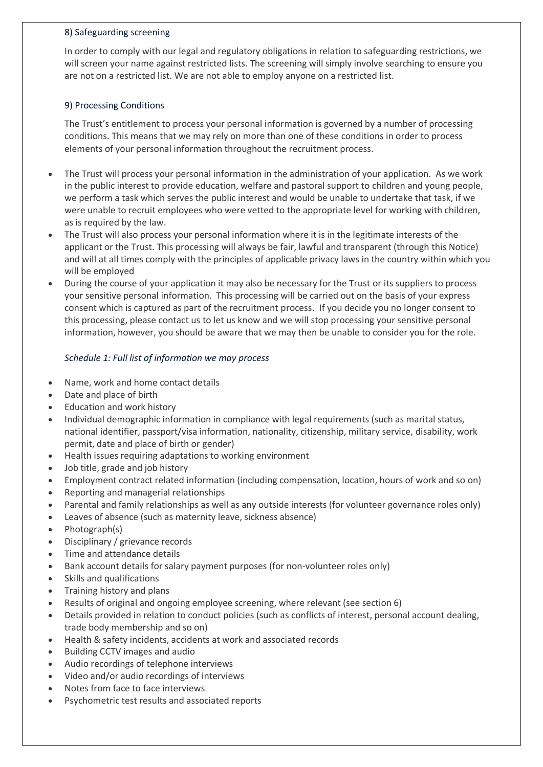### 8) Safeguarding screening

In order to comply with our legal and regulatory obligations in relation to safeguarding restrictions, we will screen your name against restricted lists. The screening will simply involve searching to ensure you are not on a restricted list. We are not able to employ anyone on a restricted list.

### 9) Processing Conditions

The Trust's entitlement to process your personal information is governed by a number of processing conditions. This means that we may rely on more than one of these conditions in order to process elements of your personal information throughout the recruitment process.

- The Trust will process your personal information in the administration of your application. As we work in the public interest to provide education, welfare and pastoral support to children and young people, we perform a task which serves the public interest and would be unable to undertake that task, if we were unable to recruit employees who were vetted to the appropriate level for working with children, as is required by the law.
- The Trust will also process your personal information where it is in the legitimate interests of the applicant or the Trust. This processing will always be fair, lawful and transparent (through this Notice) and will at all times comply with the principles of applicable privacy laws in the country within which you will be employed
- During the course of your application it may also be necessary for the Trust or its suppliers to process your sensitive personal information. This processing will be carried out on the basis of your express consent which is captured as part of the recruitment process. If you decide you no longer consent to this processing, please contact us to let us know and we will stop processing your sensitive personal information, however, you should be aware that we may then be unable to consider you for the role.

*Schedule 1: Full list of information we may process*

- Name, work and home contact details
- Date and place of birth
- Education and work history
- Individual demographic information in compliance with legal requirements (such as marital status, national identifier, passport/visa information, nationality, citizenship, military service, disability, work permit, date and place of birth or gender)
- Health issues requiring adaptations to working environment
- Job title, grade and job history
- Employment contract related information (including compensation, location, hours of work and so on)
- Reporting and managerial relationships
- Parental and family relationships as well as any outside interests (for volunteer governance roles only)
- Leaves of absence (such as maternity leave, sickness absence)
- Photograph(s)
- Disciplinary / grievance records
- Time and attendance details
- Bank account details for salary payment purposes (for non-volunteer roles only)
- Skills and qualifications
- Training history and plans
- Results of original and ongoing employee screening, where relevant (see section 6)
- Details provided in relation to conduct policies (such as conflicts of interest, personal account dealing, trade body membership and so on)
- Health & safety incidents, accidents at work and associated records
- Building CCTV images and audio
- Audio recordings of telephone interviews
- Video and/or audio recordings of interviews
- Notes from face to face interviews
- Psychometric test results and associated reports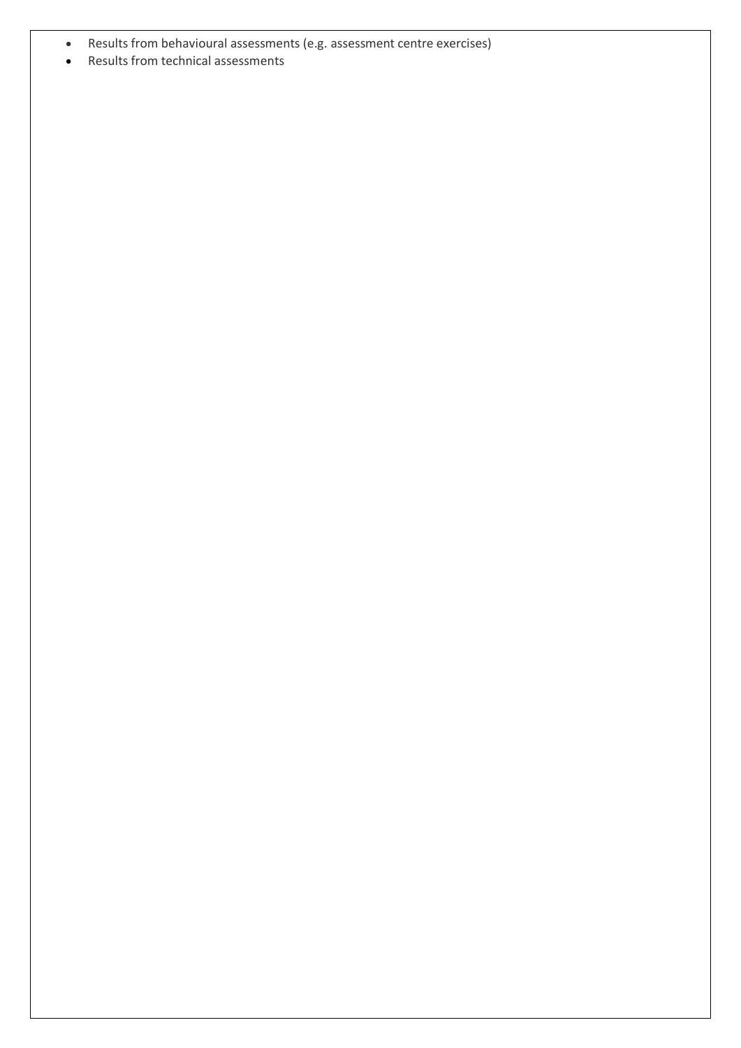- Results from behavioural assessments (e.g. assessment centre exercises)
- Results from technical assessments